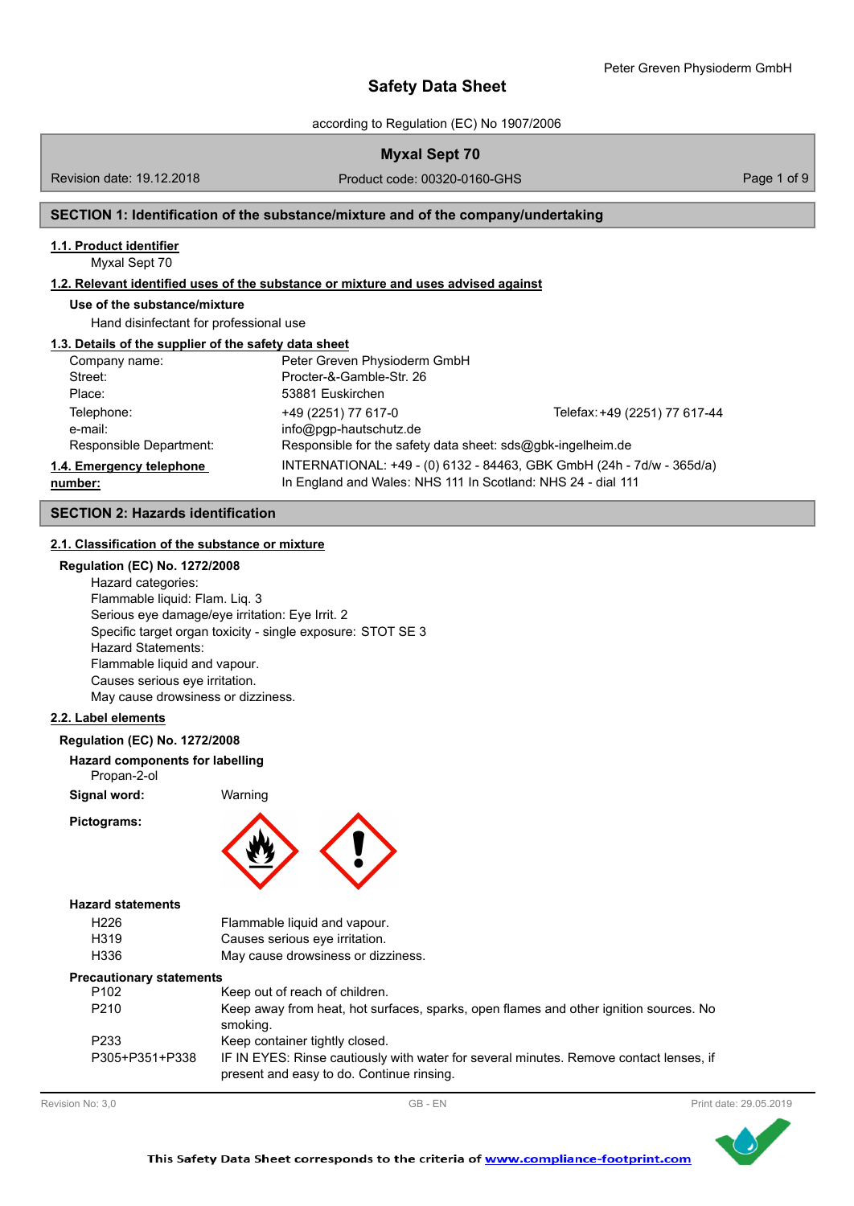# Safety Data Sheet

according to Regulation (EC) No 1907/2006

**Myxal Sept 70**

Revision date: 19.12.2018 | Product code: 00320-0160-GHS

## SECTION 1: Identification of the substance/mixture and of the company/undertaking

### 1.1. Product identifier

Myxal Sept 70

### 1.2. Relevant identified uses of the substance or mixture and uses advised against

**Use of the substance/mixture**

Hand disinfectant for professional use

### 1.3. Details of the supplier of the safety data sheet

| | | |
|---|---|---|
| Company name: | Peter Greven Physioderm GmbH | |
| Street: | Procter-&-Gamble-Str. 26 | |
| Place: | 53881 Euskirchen | |
| Telephone: | +49 (2251) 77 617-0 | Telefax: +49 (2251) 77 617-44 |
| e-mail: | info@pgp-hautschutz.de | |
| Responsible Department: | Responsible for the safety data sheet: sds@gbk-ingelheim.de | |

### 1.4. Emergency telephone number:

INTERNATIONAL: +49 - (0) 6132 - 84463, GBK GmbH (24h - 7d/w - 365d/a)
In England and Wales: NHS 111 In Scotland: NHS 24 - dial 111

## SECTION 2: Hazards identification

### 2.1. Classification of the substance or mixture

**Regulation (EC) No. 1272/2008**

Hazard categories:
Flammable liquid: Flam. Liq. 3
Serious eye damage/eye irritation: Eye Irrit. 2
Specific target organ toxicity - single exposure: STOT SE 3
Hazard Statements:
Flammable liquid and vapour.
Causes serious eye irritation.
May cause drowsiness or dizziness.

### 2.2. Label elements

**Regulation (EC) No. 1272/2008**

**Hazard components for labelling**

Propan-2-ol

**Signal word:** Warning

**Pictograms:**

**Hazard statements**

| | |
|---|---|
| H226 | Flammable liquid and vapour. |
| H319 | Causes serious eye irritation. |
| H336 | May cause drowsiness or dizziness. |

**Precautionary statements**

| | |
|---|---|
| P102 | Keep out of reach of children. |
| P210 | Keep away from heat, hot surfaces, sparks, open flames and other ignition sources. No smoking. |
| P233 | Keep container tightly closed. |
| P305+P351+P338 | IF IN EYES: Rinse cautiously with water for several minutes. Remove contact lenses, if present and easy to do. Continue rinsing. |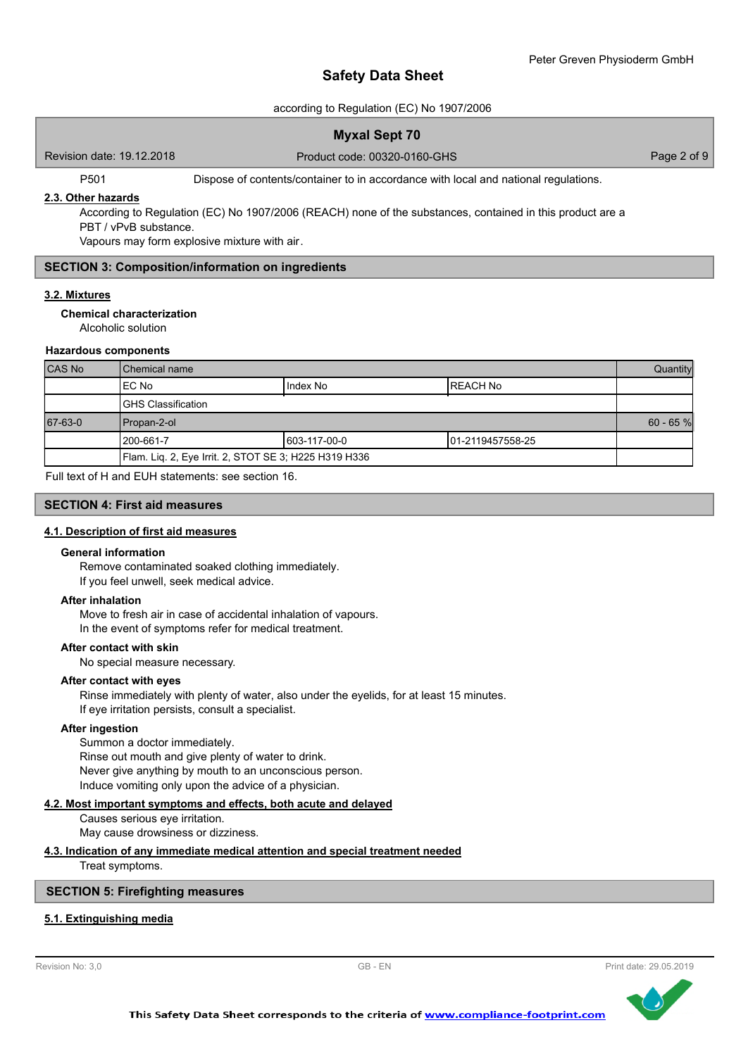| P501 | Dispose of contents/container to in accordance with local and national regulations. |
|---|---|

### 2.3. Other hazards

According to Regulation (EC) No 1907/2006 (REACH) none of the substances, contained in this product are a PBT / vPvB substance.

Vapours may form explosive mixture with air.

## SECTION 3: Composition/information on ingredients

### 3.2. Mixtures

**Chemical characterization**

Alcoholic solution

**Hazardous components**

| CAS No | Chemical name | | | Quantity |
|---|---|---|---|---|
| | EC No | Index No | REACH No | |
| | GHS Classification | | | |
| 67-63-0 | Propan-2-ol | | | 60 - 65 % |
| | 200-661-7 | 603-117-00-0 | 01-2119457558-25 | |
| | Flam. Liq. 2, Eye Irrit. 2, STOT SE 3; H225 H319 H336 | | | |

Full text of H and EUH statements: see section 16.

## SECTION 4: First aid measures

### 4.1. Description of first aid measures

**General information**

Remove contaminated soaked clothing immediately.
If you feel unwell, seek medical advice.

**After inhalation**

Move to fresh air in case of accidental inhalation of vapours.
In the event of symptoms refer for medical treatment.

**After contact with skin**

No special measure necessary.

**After contact with eyes**

Rinse immediately with plenty of water, also under the eyelids, for at least 15 minutes.
If eye irritation persists, consult a specialist.

**After ingestion**

Summon a doctor immediately.
Rinse out mouth and give plenty of water to drink.
Never give anything by mouth to an unconscious person.
Induce vomiting only upon the advice of a physician.

### 4.2. Most important symptoms and effects, both acute and delayed

Causes serious eye irritation.
May cause drowsiness or dizziness.

### 4.3. Indication of any immediate medical attention and special treatment needed

Treat symptoms.

## SECTION 5: Firefighting measures

### 5.1. Extinguishing media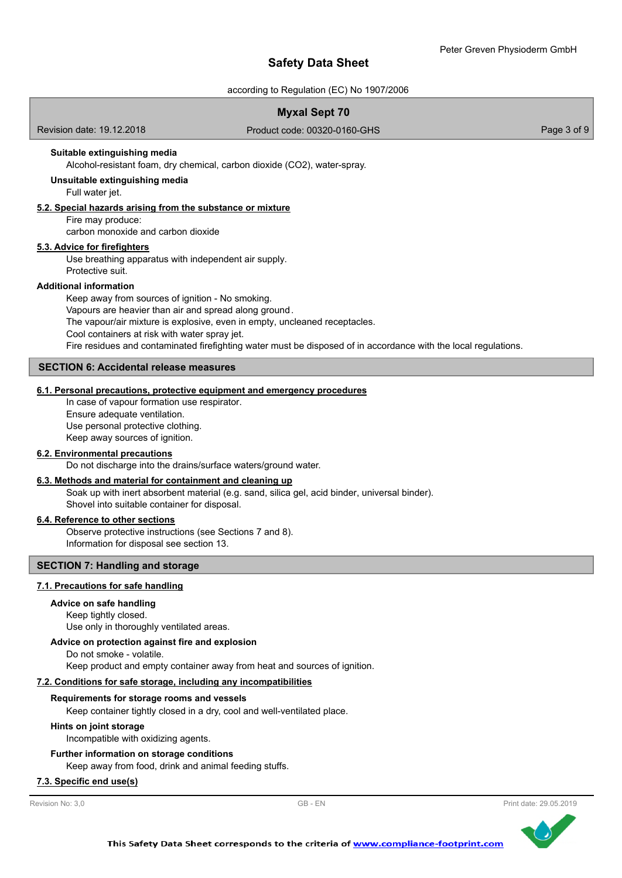#### Suitable extinguishing media

Alcohol-resistant foam, dry chemical, carbon dioxide ($CO_2$), water-spray.

#### Unsuitable extinguishing media

Full water jet.

### 5.2. Special hazards arising from the substance or mixture

Fire may produce:
carbon monoxide and carbon dioxide

### 5.3. Advice for firefighters

Use breathing apparatus with independent air supply.
Protective suit.

#### Additional information

Keep away from sources of ignition - No smoking.
Vapours are heavier than air and spread along ground.
The vapour/air mixture is explosive, even in empty, uncleaned receptacles.
Cool containers at risk with water spray jet.
Fire residues and contaminated firefighting water must be disposed of in accordance with the local regulations.

## SECTION 6: Accidental release measures

### 6.1. Personal precautions, protective equipment and emergency procedures

In case of vapour formation use respirator.
Ensure adequate ventilation.
Use personal protective clothing.
Keep away sources of ignition.

### 6.2. Environmental precautions

Do not discharge into the drains/surface waters/ground water.

### 6.3. Methods and material for containment and cleaning up

Soak up with inert absorbent material (e.g. sand, silica gel, acid binder, universal binder).
Shovel into suitable container for disposal.

### 6.4. Reference to other sections

Observe protective instructions (see Sections 7 and 8).
Information for disposal see section 13.

## SECTION 7: Handling and storage

### 7.1. Precautions for safe handling

#### Advice on safe handling

Keep tightly closed.
Use only in thoroughly ventilated areas.

#### Advice on protection against fire and explosion

Do not smoke - volatile.
Keep product and empty container away from heat and sources of ignition.

### 7.2. Conditions for safe storage, including any incompatibilities

#### Requirements for storage rooms and vessels

Keep container tightly closed in a dry, cool and well-ventilated place.

#### Hints on joint storage

Incompatible with oxidizing agents.

#### Further information on storage conditions

Keep away from food, drink and animal feeding stuffs.

### 7.3. Specific end use(s)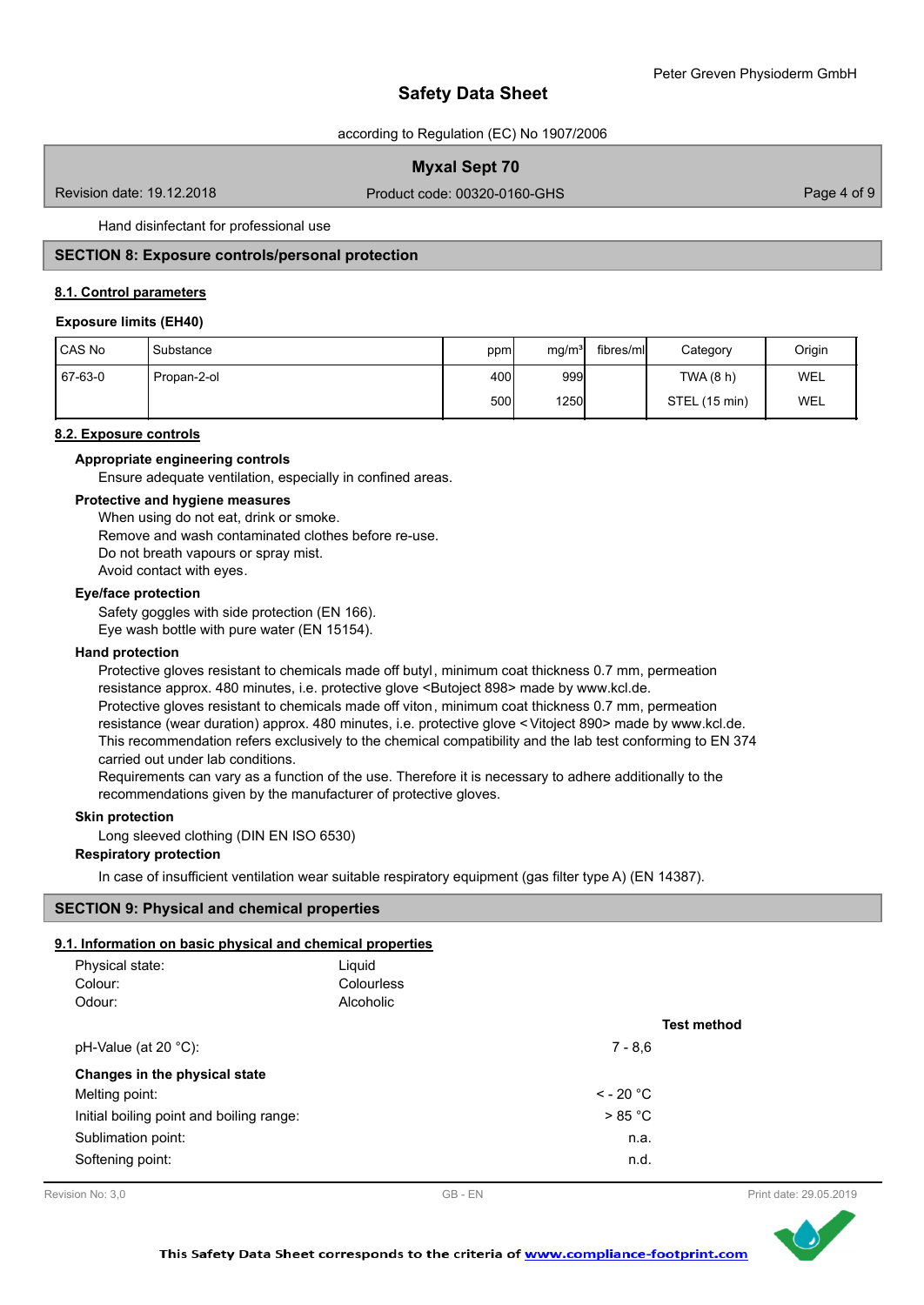Hand disinfectant for professional use

## SECTION 8: Exposure controls/personal protection

### 8.1. Control parameters

**Exposure limits (EH40)**

| CAS No | Substance | ppm | mg/m³ | fibres/ml | Category | Origin |
|---|---|---|---|---|---|---|
| 67-63-0 | Propan-2-ol | 400 | 999 | | TWA (8 h) | WEL |
| | | 500 | 1250 | | STEL (15 min) | WEL |

### 8.2. Exposure controls

**Appropriate engineering controls**

Ensure adequate ventilation, especially in confined areas.

**Protective and hygiene measures**

When using do not eat, drink or smoke.
Remove and wash contaminated clothes before re-use.
Do not breath vapours or spray mist.
Avoid contact with eyes.

**Eye/face protection**

Safety goggles with side protection (EN 166).
Eye wash bottle with pure water (EN 15154).

**Hand protection**

Protective gloves resistant to chemicals made off butyl, minimum coat thickness 0.7 mm, permeation resistance approx. 480 minutes, i.e. protective glove <Butoject 898> made by www.kcl.de.
Protective gloves resistant to chemicals made off viton, minimum coat thickness 0.7 mm, permeation resistance (wear duration) approx. 480 minutes, i.e. protective glove <Vitoject 890> made by www.kcl.de.
This recommendation refers exclusively to the chemical compatibility and the lab test conforming to EN 374 carried out under lab conditions.
Requirements can vary as a function of the use. Therefore it is necessary to adhere additionally to the recommendations given by the manufacturer of protective gloves.

**Skin protection**

Long sleeved clothing (DIN EN ISO 6530)

**Respiratory protection**

In case of insufficient ventilation wear suitable respiratory equipment (gas filter type A) (EN 14387).

## SECTION 9: Physical and chemical properties

### 9.1. Information on basic physical and chemical properties

| | | |
|---|---|---|
| Physical state: | Liquid | |
| Colour: | Colourless | |
| Odour: | Alcoholic | |
| | | **Test method** |
| pH-Value (at 20 °C): | 7 - 8,6 | |
| **Changes in the physical state** | | |
| Melting point: | < - 20 °C | |
| Initial boiling point and boiling range: | > 85 °C | |
| Sublimation point: | n.a. | |
| Softening point: | n.d. | |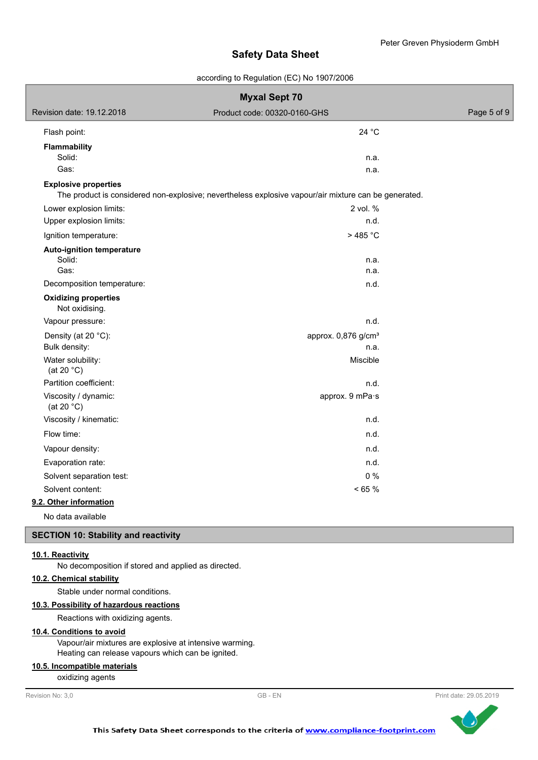| | |
|---|---|
| Flash point: | 24 °C |
| **Flammability** | |
| Solid: | n.a. |
| Gas: | n.a. |

**Explosive properties**

The product is considered non-explosive; nevertheless explosive vapour/air mixture can be generated.

| | |
|---|---|
| Lower explosion limits: | 2 vol. % |
| Upper explosion limits: | n.d. |
| Ignition temperature: | > 485 °C |
| **Auto-ignition temperature** | |
| Solid: | n.a. |
| Gas: | n.a. |
| Decomposition temperature: | n.d. |

**Oxidizing properties**

Not oxidising.

| | |
|---|---|
| Vapour pressure: | n.d. |
| Density (at 20 °C): | approx. 0,876 g/cm³ |
| Bulk density: | n.a. |
| Water solubility: (at 20 °C) | Miscible |
| Partition coefficient: | n.d. |
| Viscosity / dynamic: (at 20 °C) | approx. 9 mPa·s |
| Viscosity / kinematic: | n.d. |
| Flow time: | n.d. |
| Vapour density: | n.d. |
| Evaporation rate: | n.d. |
| Solvent separation test: | 0 % |
| Solvent content: | < 65 % |

### 9.2. Other information

No data available

## SECTION 10: Stability and reactivity

### 10.1. Reactivity

No decomposition if stored and applied as directed.

### 10.2. Chemical stability

Stable under normal conditions.

### 10.3. Possibility of hazardous reactions

Reactions with oxidizing agents.

### 10.4. Conditions to avoid

Vapour/air mixtures are explosive at intensive warming.
Heating can release vapours which can be ignited.

### 10.5. Incompatible materials

oxidizing agents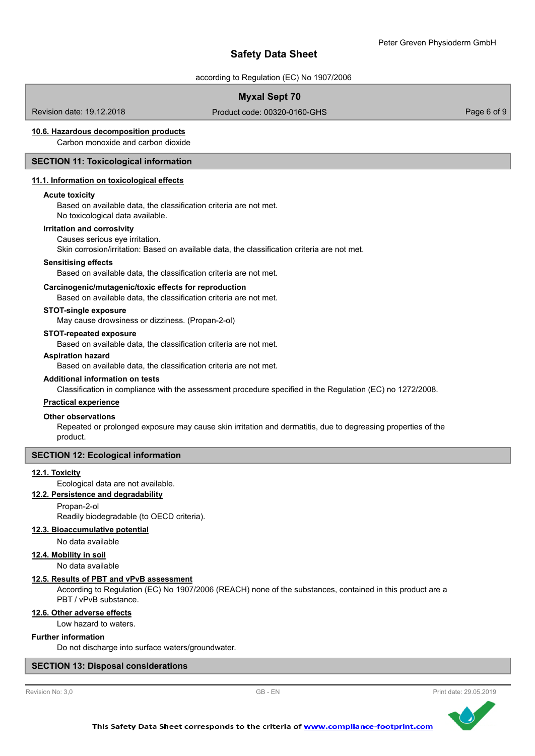#### 10.6. Hazardous decomposition products

Carbon monoxide and carbon dioxide

## SECTION 11: Toxicological information

### 11.1. Information on toxicological effects

**Acute toxicity**

Based on available data, the classification criteria are not met.
No toxicological data available.

**Irritation and corrosivity**

Causes serious eye irritation.
Skin corrosion/irritation: Based on available data, the classification criteria are not met.

**Sensitising effects**

Based on available data, the classification criteria are not met.

**Carcinogenic/mutagenic/toxic effects for reproduction**

Based on available data, the classification criteria are not met.

**STOT-single exposure**

May cause drowsiness or dizziness. (Propan-2-ol)

**STOT-repeated exposure**

Based on available data, the classification criteria are not met.

**Aspiration hazard**

Based on available data, the classification criteria are not met.

**Additional information on tests**

Classification in compliance with the assessment procedure specified in the Regulation (EC) no 1272/2008.

**Practical experience**

**Other observations**

Repeated or prolonged exposure may cause skin irritation and dermatitis, due to degreasing properties of the product.

## SECTION 12: Ecological information

### 12.1. Toxicity

Ecological data are not available.

### 12.2. Persistence and degradability

Propan-2-ol
Readily biodegradable (to OECD criteria).

### 12.3. Bioaccumulative potential

No data available

### 12.4. Mobility in soil

No data available

### 12.5. Results of PBT and vPvB assessment

According to Regulation (EC) No 1907/2006 (REACH) none of the substances, contained in this product are a PBT / vPvB substance.

### 12.6. Other adverse effects

Low hazard to waters.

**Further information**

Do not discharge into surface waters/groundwater.

## SECTION 13: Disposal considerations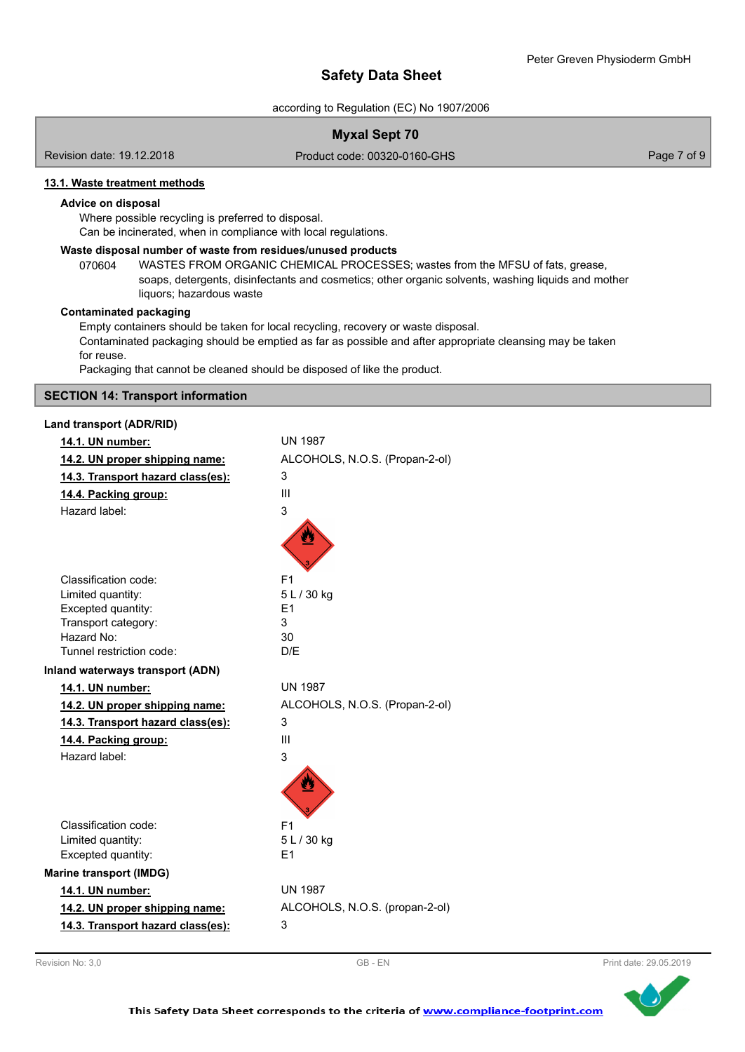### 13.1. Waste treatment methods

**Advice on disposal**

Where possible recycling is preferred to disposal.
Can be incinerated, when in compliance with local regulations.

**Waste disposal number of waste from residues/unused products**

070604 WASTES FROM ORGANIC CHEMICAL PROCESSES; wastes from the MFSU of fats, grease, soaps, detergents, disinfectants and cosmetics; other organic solvents, washing liquids and mother liquors; hazardous waste

**Contaminated packaging**

Empty containers should be taken for local recycling, recovery or waste disposal.
Contaminated packaging should be emptied as far as possible and after appropriate cleansing may be taken for reuse.
Packaging that cannot be cleaned should be disposed of like the product.

## SECTION 14: Transport information

**Land transport (ADR/RID)**

| | |
|---|---|
| **14.1. UN number:** | UN 1987 |
| **14.2. UN proper shipping name:** | ALCOHOLS, N.O.S. (Propan-2-ol) |
| **14.3. Transport hazard class(es):** | 3 |
| **14.4. Packing group:** | III |
| Hazard label: | 3 |
| Classification code: | F1 |
| Limited quantity: | 5 L / 30 kg |
| Excepted quantity: | E1 |
| Transport category: | 3 |
| Hazard No: | 30 |
| Tunnel restriction code: | D/E |

**Inland waterways transport (ADN)**

| | |
|---|---|
| **14.1. UN number:** | UN 1987 |
| **14.2. UN proper shipping name:** | ALCOHOLS, N.O.S. (Propan-2-ol) |
| **14.3. Transport hazard class(es):** | 3 |
| **14.4. Packing group:** | III |
| Hazard label: | 3 |
| Classification code: | F1 |
| Limited quantity: | 5 L / 30 kg |
| Excepted quantity: | E1 |

**Marine transport (IMDG)**

| | |
|---|---|
| **14.1. UN number:** | UN 1987 |
| **14.2. UN proper shipping name:** | ALCOHOLS, N.O.S. (propan-2-ol) |
| **14.3. Transport hazard class(es):** | 3 |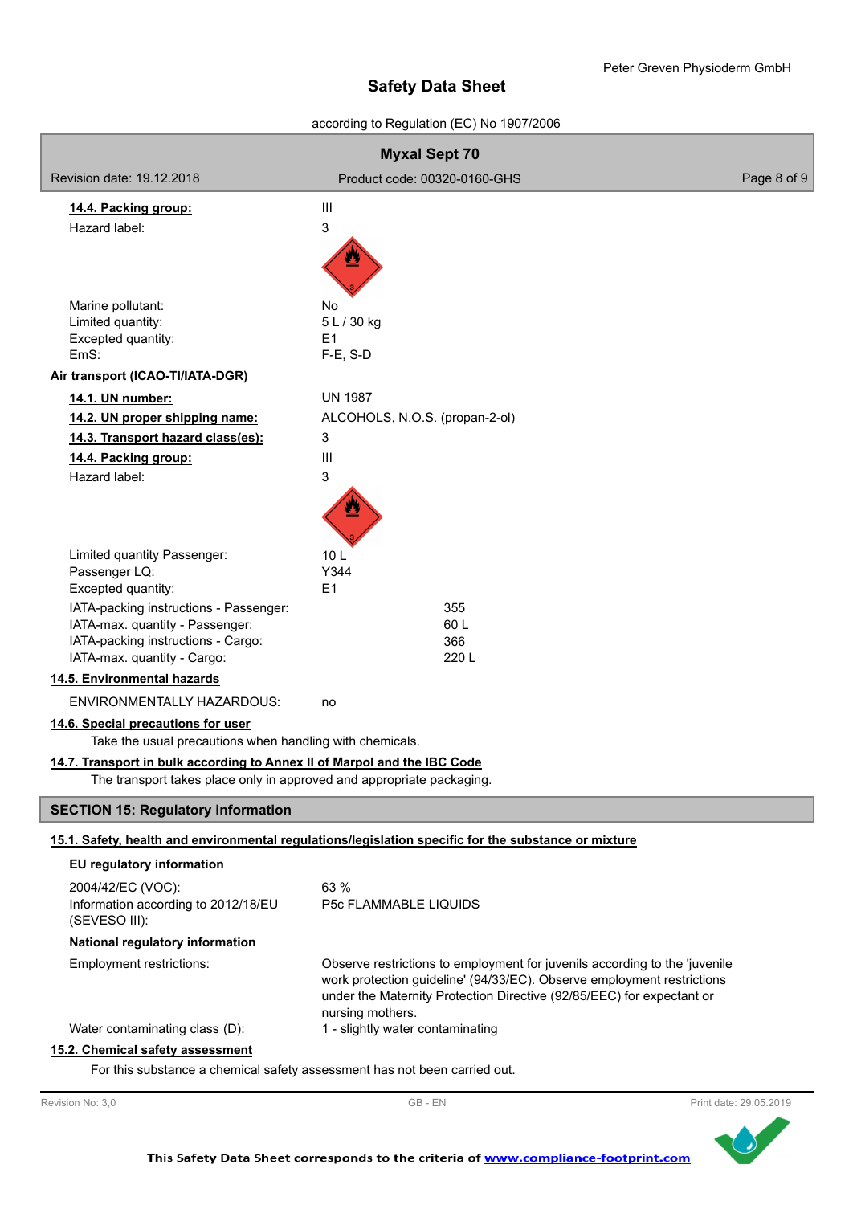**14.4. Packing group:** III

Hazard label: 3

Marine pollutant: No
Limited quantity: 5 L / 30 kg
Excepted quantity: E1
EmS: F-E, S-D

**Air transport (ICAO-TI/IATA-DGR)**

**14.1. UN number:** UN 1987

**14.2. UN proper shipping name:** ALCOHOLS, N.O.S. (propan-2-ol)

**14.3. Transport hazard class(es):** 3

**14.4. Packing group:** III

Hazard label: 3

Limited quantity Passenger: 10 L
Passenger LQ: Y344
Excepted quantity: E1

IATA-packing instructions - Passenger: 355
IATA-max. quantity - Passenger: 60 L
IATA-packing instructions - Cargo: 366
IATA-max. quantity - Cargo: 220 L

**14.5. Environmental hazards**

ENVIRONMENTALLY HAZARDOUS: no

**14.6. Special precautions for user**

Take the usual precautions when handling with chemicals.

**14.7. Transport in bulk according to Annex II of Marpol and the IBC Code**

The transport takes place only in approved and appropriate packaging.

## SECTION 15: Regulatory information

**15.1. Safety, health and environmental regulations/legislation specific for the substance or mixture**

**EU regulatory information**

2004/42/EC (VOC): 63 %
Information according to 2012/18/EU (SEVESO III): P5c FLAMMABLE LIQUIDS

**National regulatory information**

Employment restrictions: Observe restrictions to employment for juvenils according to the 'juvenile work protection guideline' (94/33/EC). Observe employment restrictions under the Maternity Protection Directive (92/85/EEC) for expectant or nursing mothers.

Water contaminating class (D): 1 - slightly water contaminating

**15.2. Chemical safety assessment**

For this substance a chemical safety assessment has not been carried out.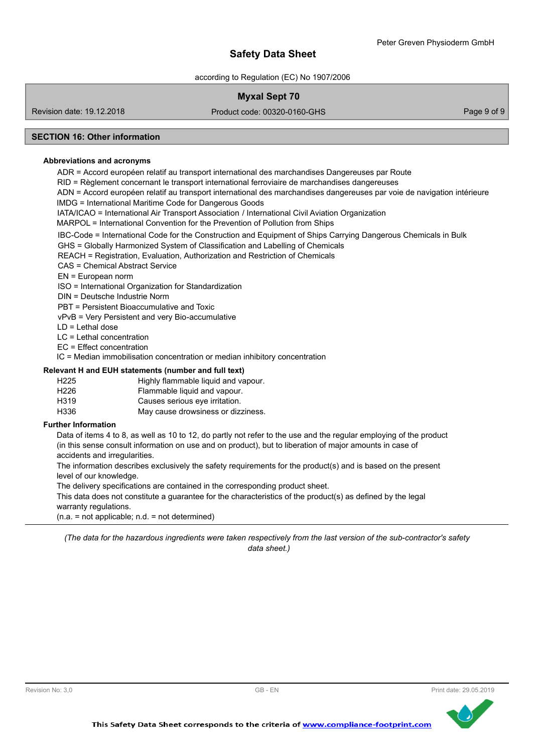## SECTION 16: Other information

**Abbreviations and acronyms**

ADR = Accord européen relatif au transport international des marchandises Dangereuses par Route
RID = Règlement concernant le transport international ferroviaire de marchandises dangereuses
ADN = Accord européen relatif au transport international des marchandises dangereuses par voie de navigation intérieure
IMDG = International Maritime Code for Dangerous Goods
IATA/ICAO = International Air Transport Association / International Civil Aviation Organization
MARPOL = International Convention for the Prevention of Pollution from Ships
IBC-Code = International Code for the Construction and Equipment of Ships Carrying Dangerous Chemicals in Bulk
GHS = Globally Harmonized System of Classification and Labelling of Chemicals
REACH = Registration, Evaluation, Authorization and Restriction of Chemicals
CAS = Chemical Abstract Service
EN = European norm
ISO = International Organization for Standardization
DIN = Deutsche Industrie Norm
PBT = Persistent Bioaccumulative and Toxic
vPvB = Very Persistent and very Bio-accumulative
LD = Lethal dose
LC = Lethal concentration
EC = Effect concentration
IC = Median immobilisation concentration or median inhibitory concentration

**Relevant H and EUH statements (number and full text)**

| | |
|---|---|
| H225 | Highly flammable liquid and vapour. |
| H226 | Flammable liquid and vapour. |
| H319 | Causes serious eye irritation. |
| H336 | May cause drowsiness or dizziness. |

**Further Information**

Data of items 4 to 8, as well as 10 to 12, do partly not refer to the use and the regular employing of the product (in this sense consult information on use and on product), but to liberation of major amounts in case of accidents and irregularities.
The information describes exclusively the safety requirements for the product(s) and is based on the present level of our knowledge.
The delivery specifications are contained in the corresponding product sheet.
This data does not constitute a guarantee for the characteristics of the product(s) as defined by the legal warranty regulations.
(n.a. = not applicable; n.d. = not determined)

---

*(The data for the hazardous ingredients were taken respectively from the last version of the sub-contractor's safety data sheet.)*